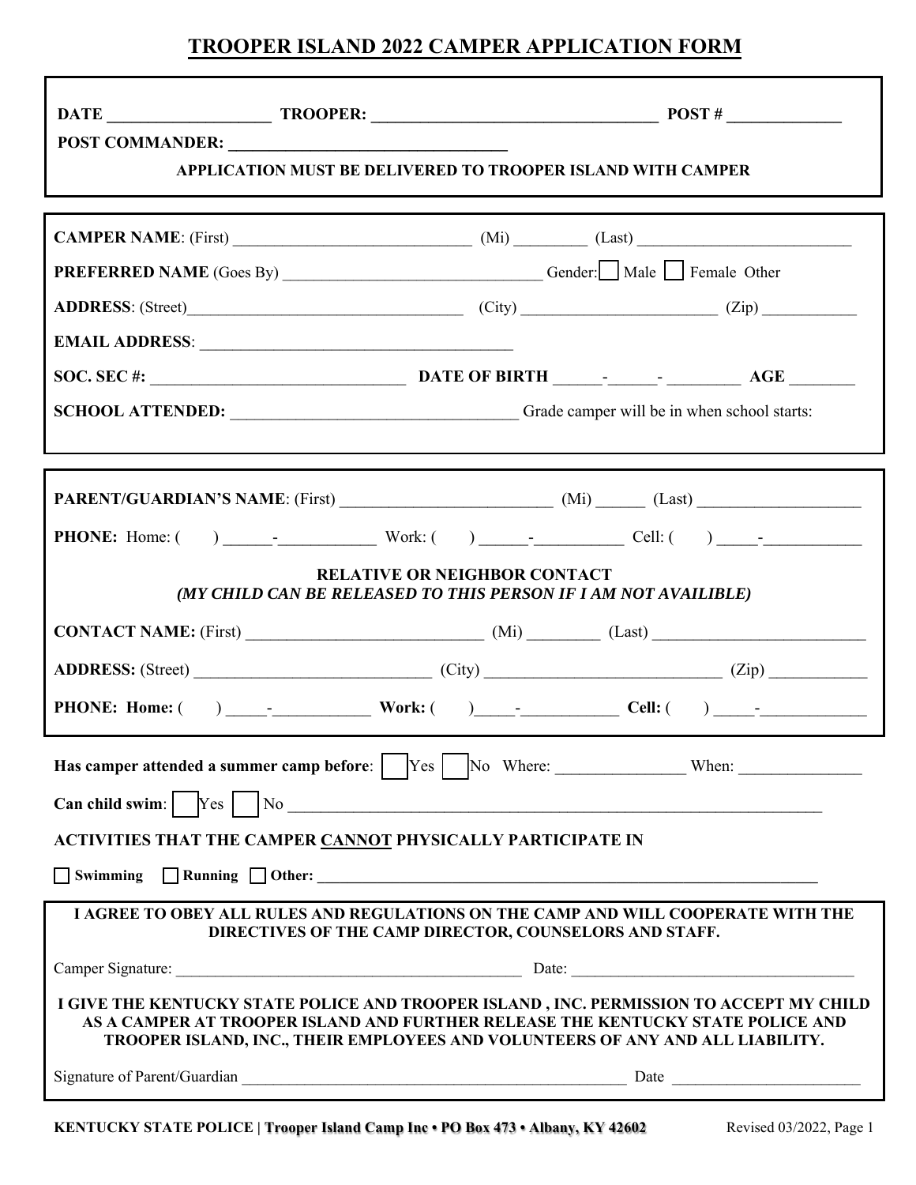# TROOPER ISLAND 2022 CAMPER APPLICATION FORM

**DATE** ___________________ **TROOPER:** _________________________________ **POST #** _____________

**POST COMMANDER:** ________________________________

**APPLICATION MUST BE DELIVERED TO TROOPER ISLAND WITH CAMPER**

---

**CAMPER NAME**: (First) _____________________________ (Mi) _________ (Last) __________________________

**PREFERRED NAME** (Goes By) _______________________________ Gender: ☐ Male ☐ Female Other

**ADDRESS**: (Street)_________________________________ (City) ________________________ (Zip) ___________

**EMAIL ADDRESS**: _____________________________________

**SOC. SEC #:** ______________________________ **DATE OF BIRTH** ______-______- _________ **AGE** ________

**SCHOOL ATTENDED:** __________________________________ Grade camper will be in when school starts:

---

**PARENT/GUARDIAN'S NAME**: (First) _________________________ (Mi) ______ (Last) ____________________

**PHONE:** Home: ( ) ______-___________ Work: ( ) ______-__________ Cell: ( ) _____-____________

**RELATIVE OR NEIGHBOR CONTACT**

***(MY CHILD CAN BE RELEASED TO THIS PERSON IF I AM NOT AVAILIBLE)***

**CONTACT NAME:** (First) ____________________________ (Mi) _________ (Last) __________________________

**ADDRESS:** (Street) _____________________________ (City) ____________________________ (Zip) ____________

**PHONE: Home:** ( ) _____-___________ **Work:** ( )_____-___________ **Cell:** ( ) _____-_____________

---

**Has camper attended a summer camp before**: ☐ Yes ☐ No Where: _______________ When: _______________

**Can child swim**: ☐ Yes ☐ No ____________________________________________________________________

**ACTIVITIES THAT THE CAMPER CANNOT PHYSICALLY PARTICIPATE IN**

☐ **Swimming** ☐ **Running** ☐ **Other:** _________________________________________________________________

---

**I AGREE TO OBEY ALL RULES AND REGULATIONS ON THE CAMP AND WILL COOPERATE WITH THE DIRECTIVES OF THE CAMP DIRECTOR, COUNSELORS AND STAFF.**

Camper Signature: ___________________________________________ Date: ___________________________________

**I GIVE THE KENTUCKY STATE POLICE AND TROOPER ISLAND , INC. PERMISSION TO ACCEPT MY CHILD AS A CAMPER AT TROOPER ISLAND AND FURTHER RELEASE THE KENTUCKY STATE POLICE AND TROOPER ISLAND, INC., THEIR EMPLOYEES AND VOLUNTEERS OF ANY AND ALL LIABILITY.**

Signature of Parent/Guardian _________________________________________________ Date ________________________

**KENTUCKY STATE POLICE | Trooper Island Camp Inc • PO Box 473 • Albany, KY 42602** Revised 03/2022, Page 1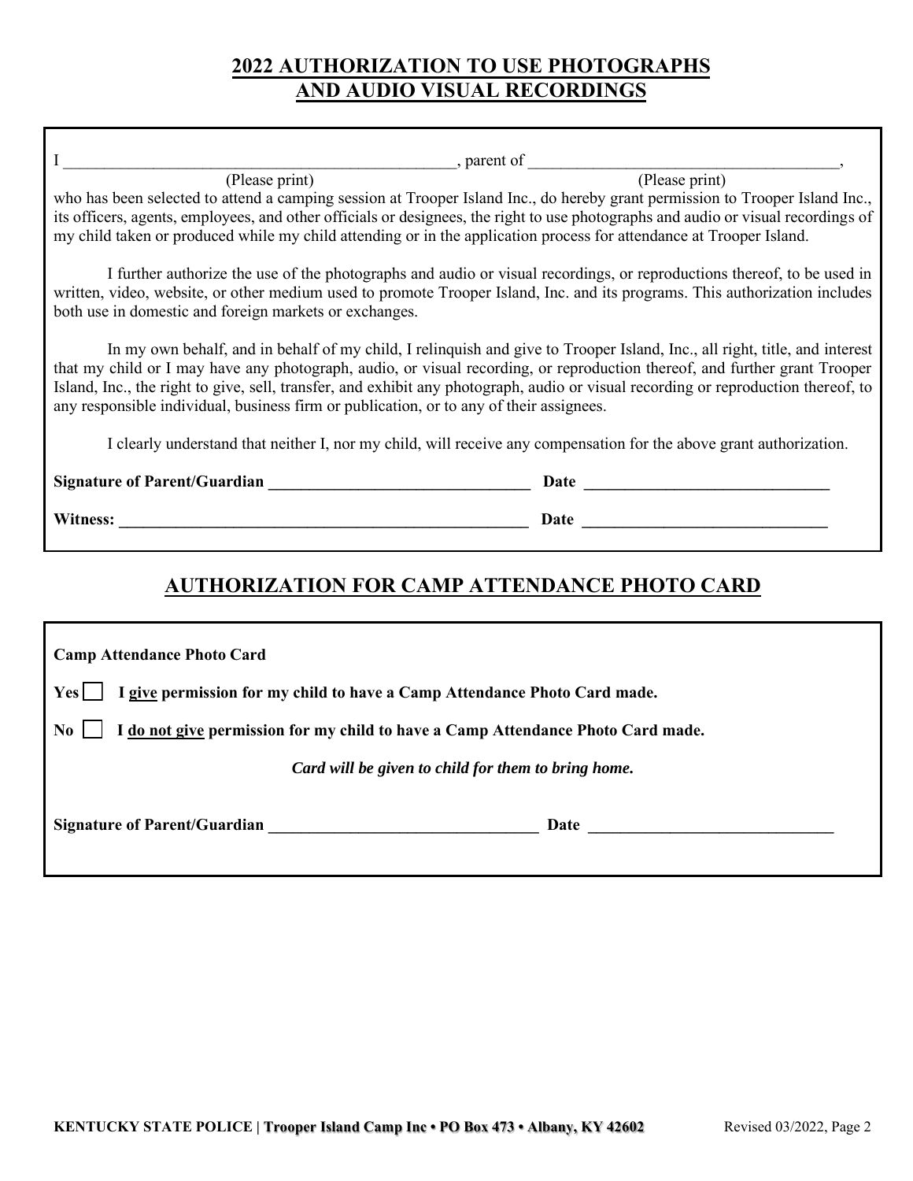## 2022 AUTHORIZATION TO USE PHOTOGRAPHS AND AUDIO VISUAL RECORDINGS

I ________________________________________________, parent of ______________________________________,
(Please print) (Please print)
who has been selected to attend a camping session at Trooper Island Inc., do hereby grant permission to Trooper Island Inc., its officers, agents, employees, and other officials or designees, the right to use photographs and audio or visual recordings of my child taken or produced while my child attending or in the application process for attendance at Trooper Island.

I further authorize the use of the photographs and audio or visual recordings, or reproductions thereof, to be used in written, video, website, or other medium used to promote Trooper Island, Inc. and its programs. This authorization includes both use in domestic and foreign markets or exchanges.

In my own behalf, and in behalf of my child, I relinquish and give to Trooper Island, Inc., all right, title, and interest that my child or I may have any photograph, audio, or visual recording, or reproduction thereof, and further grant Trooper Island, Inc., the right to give, sell, transfer, and exhibit any photograph, audio or visual recording or reproduction thereof, to any responsible individual, business firm or publication, or to any of their assignees.

I clearly understand that neither I, nor my child, will receive any compensation for the above grant authorization.

**Signature of Parent/Guardian** ________________________________ **Date** ______________________________

**Witness:** ___________________________________________________ **Date** ______________________________

## AUTHORIZATION FOR CAMP ATTENDANCE PHOTO CARD

**Camp Attendance Photo Card**

**Yes** ☐ **I give permission for my child to have a Camp Attendance Photo Card made.**

**No** ☐ **I do not give permission for my child to have a Camp Attendance Photo Card made.**

***Card will be given to child for them to bring home.***

**Signature of Parent/Guardian** ________________________________ **Date** ______________________________

**KENTUCKY STATE POLICE | Trooper Island Camp Inc • PO Box 473 • Albany, KY 42602** Revised 03/2022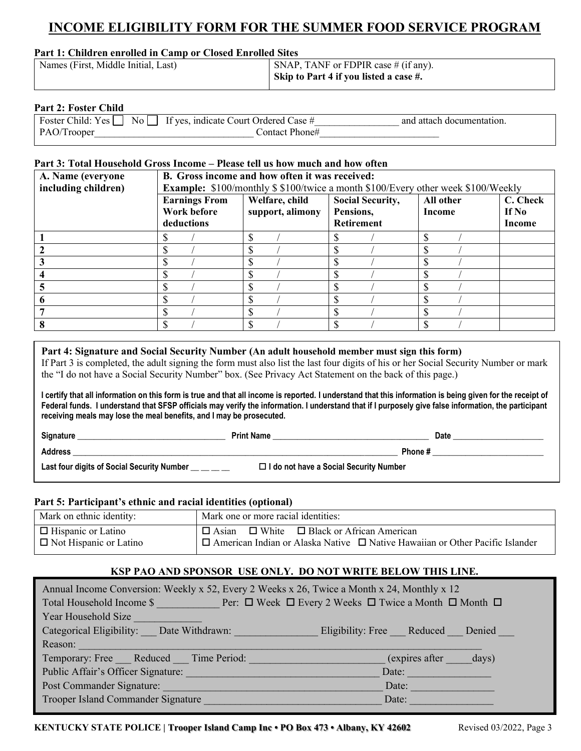# INCOME ELIGIBILITY FORM FOR THE SUMMER FOOD SERVICE PROGRAM

**Part 1: Children enrolled in Camp or Closed Enrolled Sites**

| Names (First, Middle Initial, Last) | SNAP, TANF or FDPIR case # (if any). **Skip to Part 4 if you listed a case #.** |
|---|---|
| | |

**Part 2: Foster Child**

Foster Child: Yes ☐ No ☐ If yes, indicate Court Ordered Case #________________ and attach documentation.
PAO/Trooper________________________________ Contact Phone#________________________

**Part 3: Total Household Gross Income – Please tell us how much and how often**

| A. Name (everyone including children) | B. Gross income and how often it was received: **Example:** $100/monthly $ $100/twice a month $100/Every other week $100/Weekly | | | | |
|---|---|---|---|---|---|
| | **Earnings From Work before deductions** | **Welfare, child support, alimony** | **Social Security, Pensions, Retirement** | **All other Income** | **C. Check If No Income** |
| **1** | $ / | $ / | $ / | $ / | |
| **2** | $ / | $ / | $ / | $ / | |
| **3** | $ / | $ / | $ / | $ / | |
| **4** | $ / | $ / | $ / | $ / | |
| **5** | $ / | $ / | $ / | $ / | |
| **6** | $ / | $ / | $ / | $ / | |
| **7** | $ / | $ / | $ / | $ / | |
| **8** | $ / | $ / | $ / | $ / | |

**Part 4: Signature and Social Security Number (An adult household member must sign this form)**

If Part 3 is completed, the adult signing the form must also list the last four digits of his or her Social Security Number or mark the "I do not have a Social Security Number" box. (See Privacy Act Statement on the back of this page.)

**I certify that all information on this form is true and that all income is reported. I understand that this information is being given for the receipt of Federal funds. I understand that SFSP officials may verify the information. I understand that if I purposely give false information, the participant receiving meals may lose the meal benefits, and I may be prosecuted.**

**Signature** ___________________________________ **Print Name** ____________________________________ **Date** _____________________

**Address** ________________________________________________________________________________ **Phone #** __________________________

**Last four digits of Social Security Number** __ __ __ __ ☐ **I do not have a Social Security Number**

**Part 5: Participant's ethnic and racial identities (optional)**

| Mark on ethnic identity: | Mark one or more racial identities: |
|---|---|
| ☐ Hispanic or Latino<br>☐ Not Hispanic or Latino | ☐ Asian ☐ White ☐ Black or African American<br>☐ American Indian or Alaska Native ☐ Native Hawaiian or Other Pacific Islander |

**KSP PAO AND SPONSOR USE ONLY. DO NOT WRITE BELOW THIS LINE.**

Annual Income Conversion: Weekly x 52, Every 2 Weeks x 26, Twice a Month x 24, Monthly x 12
Total Household Income $ ___________ Per: ☐ Week ☐ Every 2 Weeks ☐ Twice a Month ☐ Month ☐ Year Household Size _____________
Categorical Eligibility: ___ Date Withdrawn: _______________ Eligibility: Free ___ Reduced ___ Denied ___
Reason: ___________________________________________________________________________
Temporary: Free ___ Reduced ___ Time Period: _________________________ (expires after _____days)
Public Affair's Officer Signature: _____________________________________ Date: ________________
Post Commander Signature: ________________________________________ Date: ________________
Trooper Island Commander Signature _________________________________ Date: ________________

**KENTUCKY STATE POLICE | Trooper Island Camp Inc • PO Box 473 • Albany, KY 42602** Revised 03/2022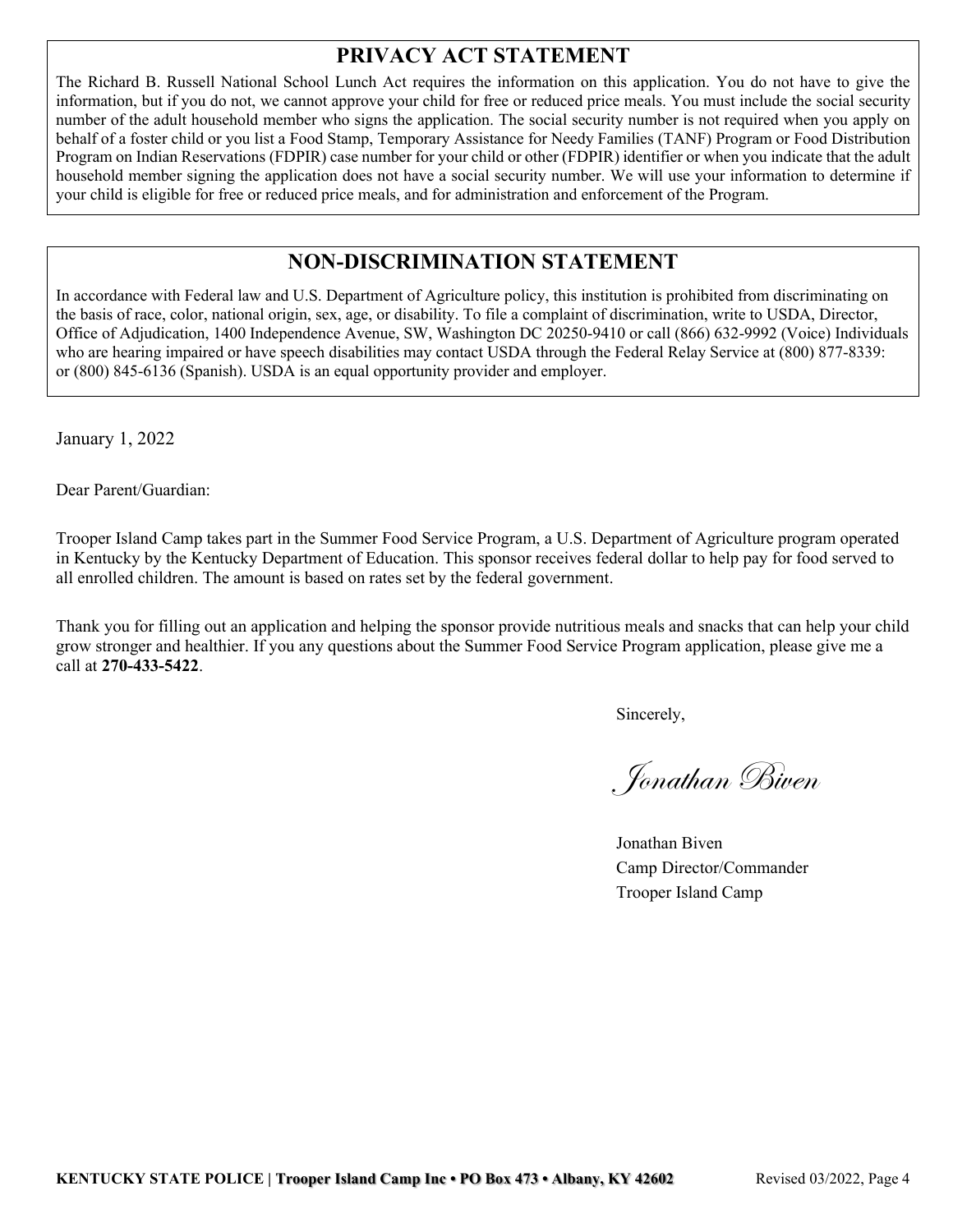## PRIVACY ACT STATEMENT

The Richard B. Russell National School Lunch Act requires the information on this application. You do not have to give the information, but if you do not, we cannot approve your child for free or reduced price meals. You must include the social security number of the adult household member who signs the application. The social security number is not required when you apply on behalf of a foster child or you list a Food Stamp, Temporary Assistance for Needy Families (TANF) Program or Food Distribution Program on Indian Reservations (FDPIR) case number for your child or other (FDPIR) identifier or when you indicate that the adult household member signing the application does not have a social security number. We will use your information to determine if your child is eligible for free or reduced price meals, and for administration and enforcement of the Program.

## NON-DISCRIMINATION STATEMENT

In accordance with Federal law and U.S. Department of Agriculture policy, this institution is prohibited from discriminating on the basis of race, color, national origin, sex, age, or disability. To file a complaint of discrimination, write to USDA, Director, Office of Adjudication, 1400 Independence Avenue, SW, Washington DC 20250-9410 or call (866) 632-9992 (Voice) Individuals who are hearing impaired or have speech disabilities may contact USDA through the Federal Relay Service at (800) 877-8339: or (800) 845-6136 (Spanish). USDA is an equal opportunity provider and employer.

January 1, 2022

Dear Parent/Guardian:

Trooper Island Camp takes part in the Summer Food Service Program, a U.S. Department of Agriculture program operated in Kentucky by the Kentucky Department of Education. This sponsor receives federal dollar to help pay for food served to all enrolled children. The amount is based on rates set by the federal government.

Thank you for filling out an application and helping the sponsor provide nutritious meals and snacks that can help your child grow stronger and healthier. If you any questions about the Summer Food Service Program application, please give me a call at **270-433-5422**.

Sincerely,

*Jonathan Biven*

Jonathan Biven
Camp Director/Commander
Trooper Island Camp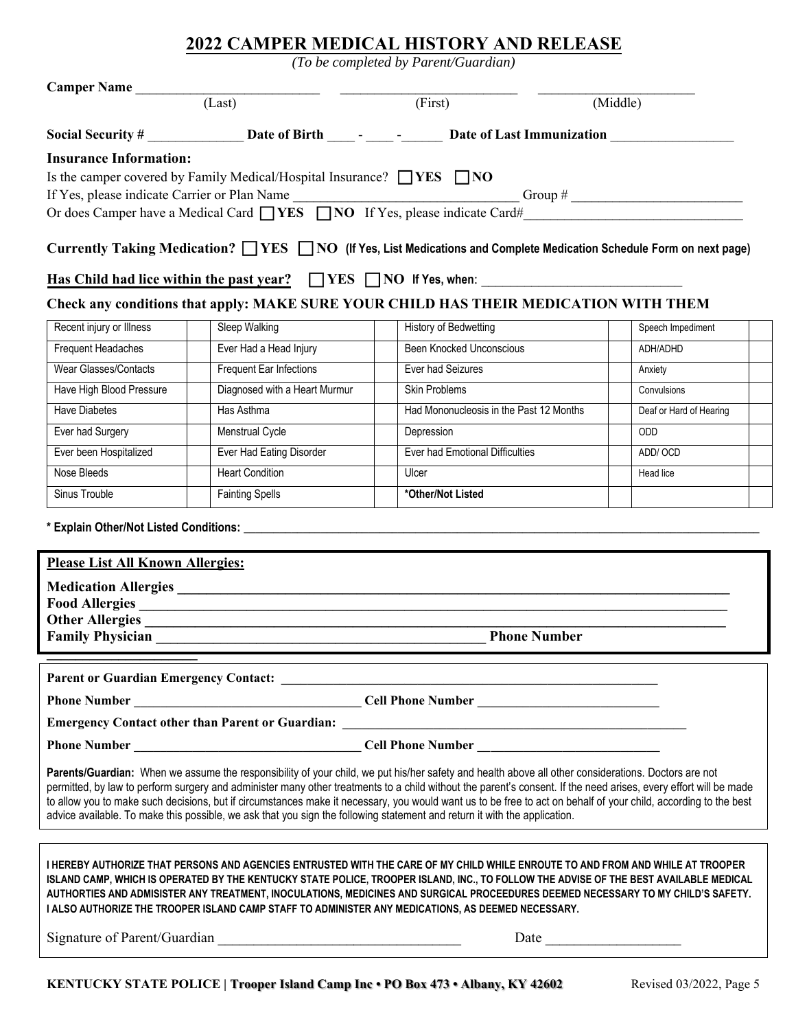# 2022 CAMPER MEDICAL HISTORY AND RELEASE

*(To be completed by Parent/Guardian)*

**Camper Name** ___________________________ ___________________________ _______________________
(Last) (First) (Middle)

**Social Security #** ______________ **Date of Birth** ____ - ____ -______ **Date of Last Immunization** __________________

**Insurance Information:**

Is the camper covered by Family Medical/Hospital Insurance? ☐ **YES** ☐ **NO**

If Yes, please indicate Carrier or Plan Name _________________________________ Group # _________________________

Or does Camper have a Medical Card ☐ **YES** ☐ **NO** If Yes, please indicate Card#_______________________________

**Currently Taking Medication?** ☐ **YES** ☐ **NO (If Yes, List Medications and Complete Medication Schedule Form on next page)**

**Has Child had lice within the past year?** ☐ **YES** ☐ **NO If Yes, when**: ______________________________

**Check any conditions that apply: MAKE SURE YOUR CHILD HAS THEIR MEDICATION WITH THEM**

| Condition | | Condition | | Condition | | Condition | |
|---|---|---|---|---|---|---|---|
| Recent injury or Illness | | Sleep Walking | | History of Bedwetting | | Speech Impediment | |
| Frequent Headaches | | Ever Had a Head Injury | | Been Knocked Unconscious | | ADH/ADHD | |
| Wear Glasses/Contacts | | Frequent Ear Infections | | Ever had Seizures | | Anxiety | |
| Have High Blood Pressure | | Diagnosed with a Heart Murmur | | Skin Problems | | Convulsions | |
| Have Diabetes | | Has Asthma | | Had Mononucleosis in the Past 12 Months | | Deaf or Hard of Hearing | |
| Ever had Surgery | | Menstrual Cycle | | Depression | | ODD | |
| Ever been Hospitalized | | Ever Had Eating Disorder | | Ever had Emotional Difficulties | | ADD/ OCD | |
| Nose Bleeds | | Heart Condition | | Ulcer | | Head lice | |
| Sinus Trouble | | Fainting Spells | | **\*Other/Not Listed** | | | |

**\* Explain Other/Not Listed Conditions:** ______________________________________________________________________________

**Please List All Known Allergies:**

**Medication Allergies** ________________________________________________________________________________

**Food Allergies** ________________________________________________________________________________

**Other Allergies** ________________________________________________________________________________

**Family Physician** ______________________________________________ **Phone Number** ______________________

**Parent or Guardian Emergency Contact:** _________________________________________________________

**Phone Number** __________________________________ **Cell Phone Number** ___________________________

**Emergency Contact other than Parent or Guardian:** ____________________________________________________

**Phone Number** __________________________________ **Cell Phone Number** ___________________________

**Parents/Guardian:** When we assume the responsibility of your child, we put his/her safety and health above all other considerations. Doctors are not permitted, by law to perform surgery and administer many other treatments to a child without the parent's consent. If the need arises, every effort will be made to allow you to make such decisions, but if circumstances make it necessary, you would want us to be free to act on behalf of your child, according to the best advice available. To make this possible, we ask that you sign the following statement and return it with the application.

**I HEREBY AUTHORIZE THAT PERSONS AND AGENCIES ENTRUSTED WITH THE CARE OF MY CHILD WHILE ENROUTE TO AND FROM AND WHILE AT TROOPER ISLAND CAMP, WHICH IS OPERATED BY THE KENTUCKY STATE POLICE, TROOPER ISLAND, INC., TO FOLLOW THE ADVISE OF THE BEST AVAILABLE MEDICAL AUTHORTIES AND ADMISISTER ANY TREATMENT, INOCULATIONS, MEDICINES AND SURGICAL PROCEEDURES DEEMED NECESSARY TO MY CHILD'S SAFETY. I ALSO AUTHORIZE THE TROOPER ISLAND CAMP STAFF TO ADMINISTER ANY MEDICATIONS, AS DEEMED NECESSARY.**

Signature of Parent/Guardian ___________________________________ Date ___________________

**KENTUCKY STATE POLICE | Trooper Island Camp Inc • PO Box 473 • Albany, KY 42602** Revised 03/2022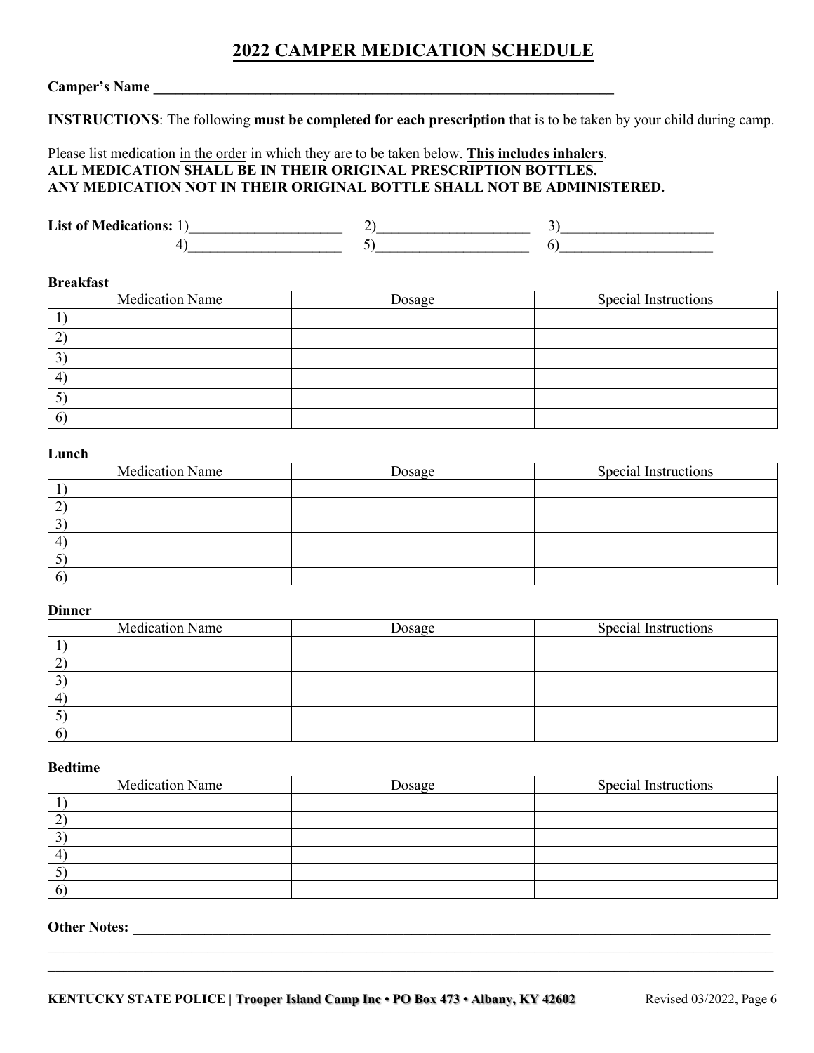# 2022 CAMPER MEDICATION SCHEDULE

**Camper's Name** ___________________________________________________________________

**INSTRUCTIONS**: The following **must be completed for each prescription** that is to be taken by your child during camp.

Please list medication in the order in which they are to be taken below. **This includes inhalers**.
**ALL MEDICATION SHALL BE IN THEIR ORIGINAL PRESCRIPTION BOTTLES.**
**ANY MEDICATION NOT IN THEIR ORIGINAL BOTTLE SHALL NOT BE ADMINISTERED.**

**List of Medications:** 1)_____________________ 2)_____________________ 3)_____________________
4)_____________________ 5)_____________________ 6)_____________________

**Breakfast**

| Medication Name | Dosage | Special Instructions |
|---|---|---|
| 1) | | |
| 2) | | |
| 3) | | |
| 4) | | |
| 5) | | |
| 6) | | |

**Lunch**

| Medication Name | Dosage | Special Instructions |
|---|---|---|
| 1) | | |
| 2) | | |
| 3) | | |
| 4) | | |
| 5) | | |
| 6) | | |

**Dinner**

| Medication Name | Dosage | Special Instructions |
|---|---|---|
| 1) | | |
| 2) | | |
| 3) | | |
| 4) | | |
| 5) | | |
| 6) | | |

**Bedtime**

| Medication Name | Dosage | Special Instructions |
|---|---|---|
| 1) | | |
| 2) | | |
| 3) | | |
| 4) | | |
| 5) | | |
| 6) | | |

**Other Notes:** ___________________________________________________________________________

_______________________________________________________________________________________

_______________________________________________________________________________________

**KENTUCKY STATE POLICE | Trooper Island Camp Inc • PO Box 473 • Albany, KY 42602** Revised 03/2022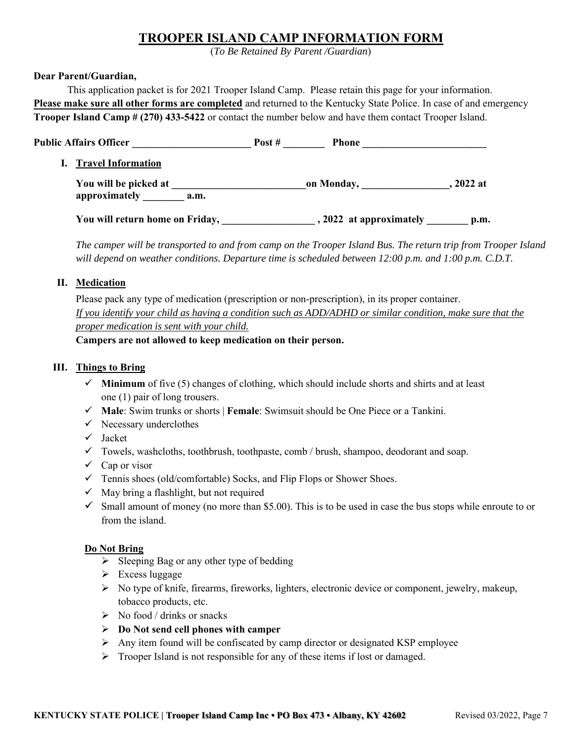# TROOPER ISLAND CAMP INFORMATION FORM

(*To Be Retained By Parent /Guardian*)

**Dear Parent/Guardian,**

This application packet is for 2021 Trooper Island Camp. Please retain this page for your information. **Please make sure all other forms are completed** and returned to the Kentucky State Police. In case of and emergency **Trooper Island Camp # (270) 433-5422** or contact the number below and have them contact Trooper Island.

**Public Affairs Officer _______________________ Post # ________ Phone ________________________**

## I. Travel Information

**You will be picked at __________________________on Monday, ________________, 2022 at approximately ________ a.m.**

**You will return home on Friday, _________________ , 2022 at approximately ________ p.m.**

*The camper will be transported to and from camp on the Trooper Island Bus. The return trip from Trooper Island will depend on weather conditions. Departure time is scheduled between 12:00 p.m. and 1:00 p.m. C.D.T.*

## II. Medication

Please pack any type of medication (prescription or non-prescription), in its proper container.

*If you identify your child as having a condition such as ADD/ADHD or similar condition, make sure that the proper medication is sent with your child.*

**Campers are not allowed to keep medication on their person.**

## III. Things to Bring

- ✓ **Minimum** of five (5) changes of clothing, which should include shorts and shirts and at least one (1) pair of long trousers.
- ✓ **Male**: Swim trunks or shorts | **Female**: Swimsuit should be One Piece or a Tankini.
- ✓ Necessary underclothes
- ✓ Jacket
- ✓ Towels, washcloths, toothbrush, toothpaste, comb / brush, shampoo, deodorant and soap.
- ✓ Cap or visor
- ✓ Tennis shoes (old/comfortable) Socks, and Flip Flops or Shower Shoes.
- ✓ May bring a flashlight, but not required
- ✓ Small amount of money (no more than $5.00). This is to be used in case the bus stops while enroute to or from the island.

### Do Not Bring

- Sleeping Bag or any other type of bedding
- Excess luggage
- No type of knife, firearms, fireworks, lighters, electronic device or component, jewelry, makeup, tobacco products, etc.
- No food / drinks or snacks
- **Do Not send cell phones with camper**
- Any item found will be confiscated by camp director or designated KSP employee
- Trooper Island is not responsible for any of these items if lost or damaged.

**KENTUCKY STATE POLICE | Trooper Island Camp Inc • PO Box 473 • Albany, KY 42602** Revised 03/2022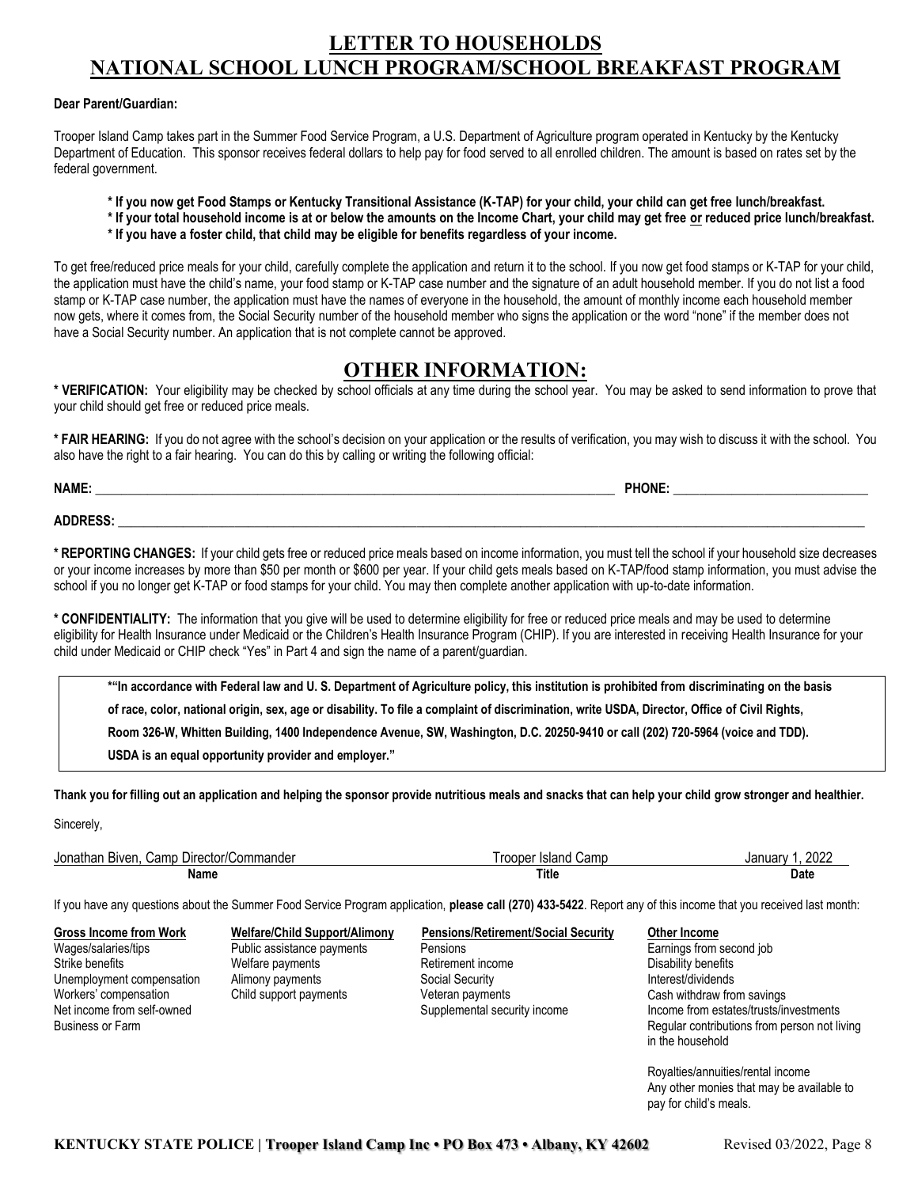# LETTER TO HOUSEHOLDS
# NATIONAL SCHOOL LUNCH PROGRAM/SCHOOL BREAKFAST PROGRAM

**Dear Parent/Guardian:**

Trooper Island Camp takes part in the Summer Food Service Program, a U.S. Department of Agriculture program operated in Kentucky by the Kentucky Department of Education. This sponsor receives federal dollars to help pay for food served to all enrolled children. The amount is based on rates set by the federal government.

**\* If you now get Food Stamps or Kentucky Transitional Assistance (K-TAP) for your child, your child can get free lunch/breakfast.**
**\* If your total household income is at or below the amounts on the Income Chart, your child may get free or reduced price lunch/breakfast.**
**\* If you have a foster child, that child may be eligible for benefits regardless of your income.**

To get free/reduced price meals for your child, carefully complete the application and return it to the school. If you now get food stamps or K-TAP for your child, the application must have the child's name, your food stamp or K-TAP case number and the signature of an adult household member. If you do not list a food stamp or K-TAP case number, the application must have the names of everyone in the household, the amount of monthly income each household member now gets, where it comes from, the Social Security number of the household member who signs the application or the word "none" if the member does not have a Social Security number. An application that is not complete cannot be approved.

## OTHER INFORMATION:

**\* VERIFICATION:** Your eligibility may be checked by school officials at any time during the school year. You may be asked to send information to prove that your child should get free or reduced price meals.

**\* FAIR HEARING:** If you do not agree with the school's decision on your application or the results of verification, you may wish to discuss it with the school. You also have the right to a fair hearing. You can do this by calling or writing the following official:

**NAME:** ______________________________ **PHONE:** ______________________________

**ADDRESS:** ______________________________

**\* REPORTING CHANGES:** If your child gets free or reduced price meals based on income information, you must tell the school if your household size decreases or your income increases by more than $50 per month or $600 per year. If your child gets meals based on K-TAP/food stamp information, you must advise the school if you no longer get K-TAP or food stamps for your child. You may then complete another application with up-to-date information.

**\* CONFIDENTIALITY:** The information that you give will be used to determine eligibility for free or reduced price meals and may be used to determine eligibility for Health Insurance under Medicaid or the Children's Health Insurance Program (CHIP). If you are interested in receiving Health Insurance for your child under Medicaid or CHIP check "Yes" in Part 4 and sign the name of a parent/guardian.

> **\*"In accordance with Federal law and U. S. Department of Agriculture policy, this institution is prohibited from discriminating on the basis of race, color, national origin, sex, age or disability. To file a complaint of discrimination, write USDA, Director, Office of Civil Rights, Room 326-W, Whitten Building, 1400 Independence Avenue, SW, Washington, D.C. 20250-9410 or call (202) 720-5964 (voice and TDD). USDA is an equal opportunity provider and employer."**

**Thank you for filling out an application and helping the sponsor provide nutritious meals and snacks that can help your child grow stronger and healthier.**

Sincerely,

| Jonathan Biven, Camp Director/Commander | Trooper Island Camp | January 1, 2022 |
|---|---|---|
| **Name** | **Title** | **Date** |

If you have any questions about the Summer Food Service Program application, **please call (270) 433-5422**. Report any of this income that you received last month:

| **Gross Income from Work** | **Welfare/Child Support/Alimony** | **Pensions/Retirement/Social Security** | **Other Income** |
|---|---|---|---|
| Wages/salaries/tips | Public assistance payments | Pensions | Earnings from second job |
| Strike benefits | Welfare payments | Retirement income | Disability benefits |
| Unemployment compensation | Alimony payments | Social Security | Interest/dividends |
| Workers' compensation | Child support payments | Veteran payments | Cash withdraw from savings |
| Net income from self-owned Business or Farm | | Supplemental security income | Income from estates/trusts/investments |
| | | | Regular contributions from person not living in the household |
| | | | Royalties/annuities/rental income |
| | | | Any other monies that may be available to pay for child's meals. |

**KENTUCKY STATE POLICE | Trooper Island Camp Inc • PO Box 473 • Albany, KY 42602** Revised 03/2022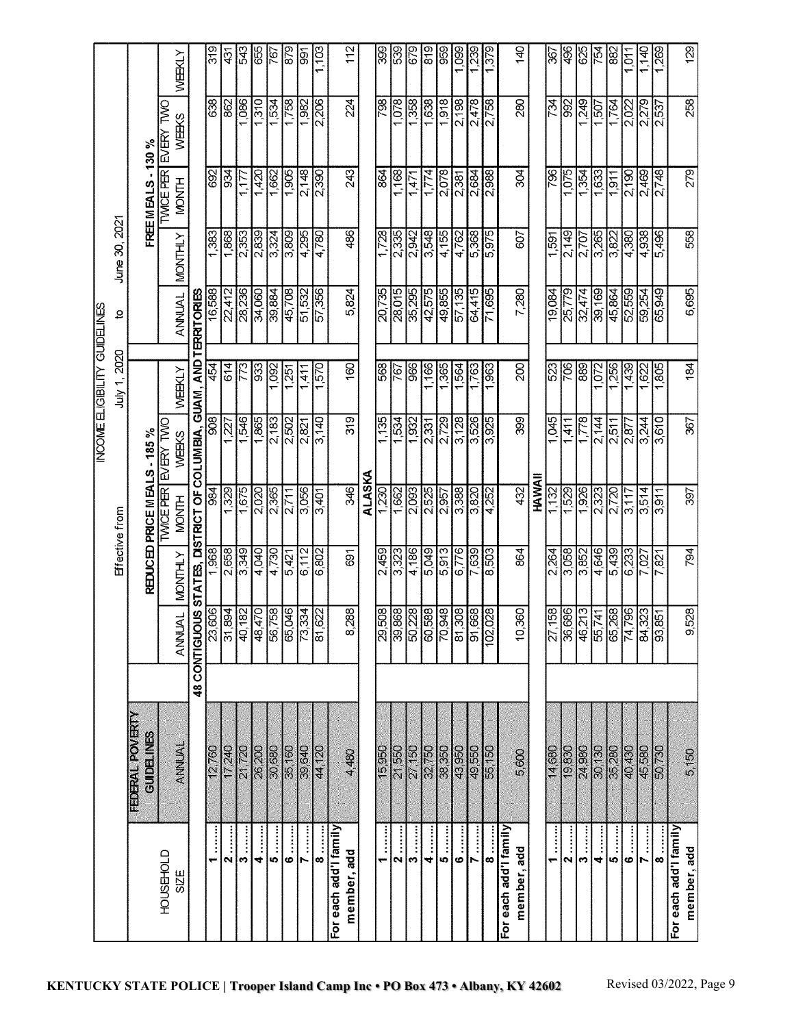# INCOME ELIGIBILITY GUIDELINES

Effective from July 1, 2020 to June 30, 2021

| HOUSEHOLD SIZE | FEDERAL POVERTY GUIDELINES | REDUCED PRICE MEALS - 185 % | | | | | FREE MEALS - 130 % | | | | |
|---|---|---|---|---|---|---|---|---|---|---|---|
| | ANNUAL | ANNUAL | MONTHLY | TWICE PER MONTH | EVERY TWO WEEKS | WEEKLY | ANNUAL | MONTHLY | TWICE PER MONTH | EVERY TWO WEEKS | WEEKLY |
| **48 CONTIGUOUS STATES, DISTRICT OF COLUMBIA, GUAM, AND TERRITORIES** | | | | | | | | | | | |
| 1 ....... | 12,760 | 23,606 | 1,968 | 984 | 908 | 454 | 16,588 | 1,383 | 692 | 638 | 319 |
| 2 ....... | 17,240 | 31,894 | 2,658 | 1,329 | 1,227 | 614 | 22,412 | 1,868 | 934 | 862 | 431 |
| 3 ....... | 21,720 | 40,182 | 3,349 | 1,675 | 1,546 | 773 | 28,236 | 2,353 | 1,177 | 1,086 | 543 |
| 4 ....... | 26,200 | 48,470 | 4,040 | 2,020 | 1,865 | 933 | 34,060 | 2,839 | 1,420 | 1,310 | 655 |
| 5 ....... | 30,680 | 56,758 | 4,730 | 2,365 | 2,183 | 1,092 | 39,884 | 3,324 | 1,662 | 1,534 | 767 |
| 6 ....... | 35,160 | 65,046 | 5,421 | 2,711 | 2,502 | 1,251 | 45,708 | 3,809 | 1,905 | 1,758 | 879 |
| 7 ....... | 39,640 | 73,334 | 6,112 | 3,056 | 2,821 | 1,411 | 51,532 | 4,295 | 2,148 | 1,982 | 991 |
| 8 ....... | 44,120 | 81,622 | 6,802 | 3,401 | 3,140 | 1,570 | 57,356 | 4,780 | 2,390 | 2,206 | 1,103 |
| For each add'l family member, add | 4,480 | 8,288 | 691 | 346 | 319 | 160 | 5,824 | 486 | 243 | 224 | 112 |
| **ALASKA** | | | | | | | | | | | |
| 1 ....... | 15,950 | 29,508 | 2,459 | 1,230 | 1,135 | 568 | 20,735 | 1,728 | 864 | 798 | 399 |
| 2 ....... | 21,550 | 39,868 | 3,323 | 1,662 | 1,534 | 767 | 28,015 | 2,335 | 1,168 | 1,078 | 539 |
| 3 ....... | 27,150 | 50,228 | 4,186 | 2,093 | 1,932 | 966 | 35,295 | 2,942 | 1,471 | 1,358 | 679 |
| 4 ....... | 32,750 | 60,588 | 5,049 | 2,525 | 2,331 | 1,166 | 42,575 | 3,548 | 1,774 | 1,638 | 819 |
| 5 ....... | 38,350 | 70,948 | 5,913 | 2,957 | 2,729 | 1,365 | 49,855 | 4,155 | 2,078 | 1,918 | 959 |
| 6 ....... | 43,950 | 81,308 | 6,776 | 3,388 | 3,128 | 1,564 | 57,135 | 4,762 | 2,381 | 2,198 | 1,099 |
| 7 ....... | 49,550 | 91,668 | 7,639 | 3,820 | 3,526 | 1,763 | 64,415 | 5,368 | 2,684 | 2,478 | 1,239 |
| 8 ....... | 55,150 | 102,028 | 8,503 | 4,252 | 3,925 | 1,963 | 71,695 | 5,975 | 2,988 | 2,758 | 1,379 |
| For each add'l family member, add | 5,600 | 10,360 | 864 | 432 | 399 | 200 | 7,280 | 607 | 304 | 280 | 140 |
| **HAWAII** | | | | | | | | | | | |
| 1 ....... | 14,680 | 27,158 | 2,264 | 1,132 | 1,045 | 523 | 19,084 | 1,591 | 796 | 734 | 367 |
| 2 ....... | 19,830 | 36,686 | 3,058 | 1,529 | 1,411 | 706 | 25,779 | 2,149 | 1,075 | 992 | 496 |
| 3 ....... | 24,980 | 46,213 | 3,852 | 1,926 | 1,778 | 889 | 32,474 | 2,707 | 1,354 | 1,249 | 625 |
| 4 ....... | 30,130 | 55,741 | 4,646 | 2,323 | 2,144 | 1,072 | 39,169 | 3,265 | 1,633 | 1,507 | 754 |
| 5 ....... | 35,280 | 65,268 | 5,439 | 2,720 | 2,511 | 1,256 | 45,864 | 3,822 | 1,911 | 1,764 | 882 |
| 6 ....... | 40,430 | 74,796 | 6,233 | 3,117 | 2,877 | 1,439 | 52,559 | 4,380 | 2,190 | 2,022 | 1,011 |
| 7 ....... | 45,580 | 84,323 | 7,027 | 3,514 | 3,244 | 1,622 | 59,254 | 4,938 | 2,469 | 2,279 | 1,140 |
| 8 ....... | 50,730 | 93,851 | 7,821 | 3,911 | 3,610 | 1,805 | 65,949 | 5,496 | 2,748 | 2,537 | 1,269 |
| For each add'l family member, add | 5,150 | 9,528 | 794 | 397 | 367 | 184 | 6,695 | 558 | 279 | 258 | 129 |